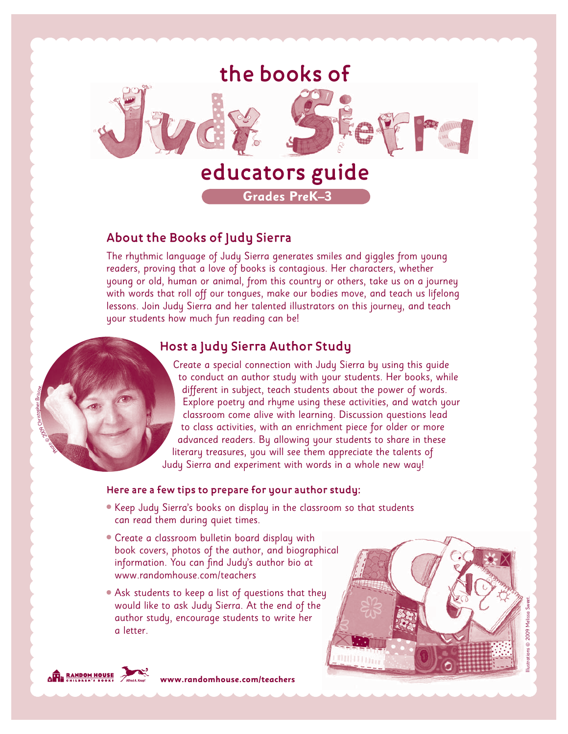# the books of Judy Sierra

## educators guide

**Grades PreK–3**

### About the Books of Judy Sierra

The rhythmic language of Judy Sierra generates smiles and giggles from young readers, proving that a love of books is contagious. Her characters, whether young or old, human or animal, from this country or others, take us on a journey with words that roll off our tongues, make our bodies move, and teach us lifelong lessons. Join Judy Sierra and her talented illustrators on this journey, and teach your students how much fun reading can be!

### Host a Judy Sierra Author Study

Create a special connection with Judy Sierra by using this guide to conduct an author study with your students. Her books, while different in subject, teach students about the power of words. Explore poetry and rhyme using these activities, and watch your classroom come alive with learning. Discussion questions lead to class activities, with an enrichment piece for older or more advanced readers. By allowing your students to share in these literary treasures, you will see them appreciate the talents of Judy Sierra and experiment with words in a whole new way!

Photo © 2009 Christopher Briscoe

**Here are a few tips to prepare for your author study:**

- Keep Judy Sierra's books on display in the classroom so that students can read them during quiet times.
- Create a classroom bulletin board display with book covers, photos of the author, and biographical information. You can find Judy's author bio at www.randomhouse.com/teachers
- Ask students to keep a list of questions that they would like to ask Judy Sierra. At the end of the author study, encourage students to write her a letter.

Illustrations © 2009 Melissa Sweet

**www.randomhouse.com/teachers**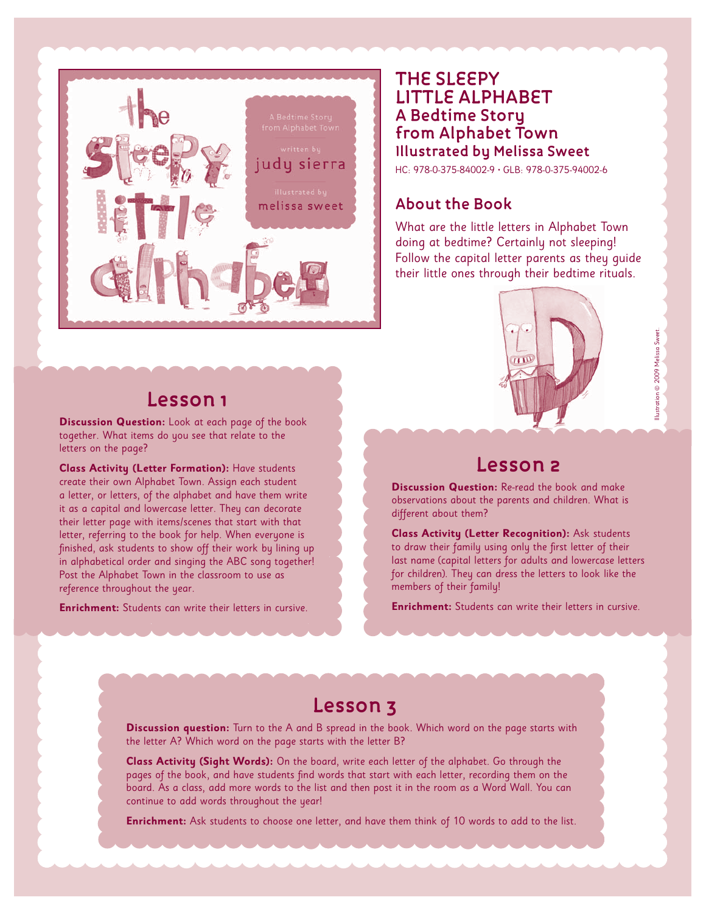# THE SLEEPY LITTLE ALPHABET

## A Bedtime Story from Alphabet Town

### Illustrated by Melissa Sweet

HC: 978-0-375-84002-9 • GLB: 978-0-375-94002-6

### About the Book

What are the little letters in Alphabet Town doing at bedtime? Certainly not sleeping! Follow the capital letter parents as they guide their little ones through their bedtime rituals.

Illustration © 2009 Melissa Sweet.

## Lesson 1

**Discussion Question:** Look at each page of the book together. What items do you see that relate to the letters on the page?

**Class Activity (Letter Formation):** Have students create their own Alphabet Town. Assign each student a letter, or letters, of the alphabet and have them write it as a capital and lowercase letter. They can decorate their letter page with items/scenes that start with that letter, referring to the book for help. When everyone is finished, ask students to show off their work by lining up in alphabetical order and singing the ABC song together! Post the Alphabet Town in the classroom to use as reference throughout the year.

**Enrichment:** Students can write their letters in cursive.

## Lesson 2

**Discussion Question:** Re-read the book and make observations about the parents and children. What is different about them?

**Class Activity (Letter Recognition):** Ask students to draw their family using only the first letter of their last name (capital letters for adults and lowercase letters for children). They can dress the letters to look like the members of their family!

**Enrichment:** Students can write their letters in cursive.

## Lesson 3

**Discussion question:** Turn to the A and B spread in the book. Which word on the page starts with the letter A? Which word on the page starts with the letter B?

**Class Activity (Sight Words):** On the board, write each letter of the alphabet. Go through the pages of the book, and have students find words that start with each letter, recording them on the board. As a class, add more words to the list and then post it in the room as a Word Wall. You can continue to add words throughout the year!

**Enrichment:** Ask students to choose one letter, and have them think of 10 words to add to the list.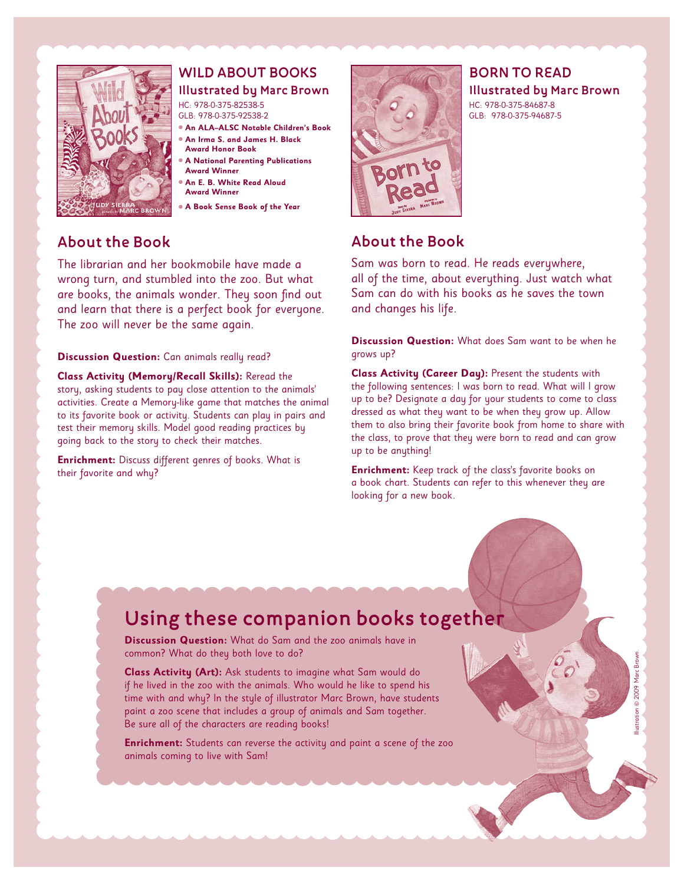## WILD ABOUT BOOKS

### Illustrated by Marc Brown

HC: 978-0-375-82538-5
GLB: 978-0-375-92538-2

- **An ALA–ALSC Notable Children's Book**
- **An Irma S. and James H. Black Award Honor Book**
- **A National Parenting Publications Award Winner**
- **An E. B. White Read Aloud Award Winner**
- **A Book Sense Book of the Year**

### About the Book

The librarian and her bookmobile have made a wrong turn, and stumbled into the zoo. But what are books, the animals wonder. They soon find out and learn that there is a perfect book for everyone. The zoo will never be the same again.

**Discussion Question:** Can animals really read?

**Class Activity (Memory/Recall Skills):** Reread the story, asking students to pay close attention to the animals' activities. Create a Memory-like game that matches the animal to its favorite book or activity. Students can play in pairs and test their memory skills. Model good reading practices by going back to the story to check their matches.

**Enrichment:** Discuss different genres of books. What is their favorite and why?

## BORN TO READ

### Illustrated by Marc Brown

HC: 978-0-375-84687-8
GLB: 978-0-375-94687-5

### About the Book

Sam was born to read. He reads everywhere, all of the time, about everything. Just watch what Sam can do with his books as he saves the town and changes his life.

**Discussion Question:** What does Sam want to be when he grows up?

**Class Activity (Career Day):** Present the students with the following sentences: I was born to read. What will I grow up to be? Designate a day for your students to come to class dressed as what they want to be when they grow up. Allow them to also bring their favorite book from home to share with the class, to prove that they were born to read and can grow up to be anything!

**Enrichment:** Keep track of the class's favorite books on a book chart. Students can refer to this whenever they are looking for a new book.

## Using these companion books together

**Discussion Question:** What do Sam and the zoo animals have in common? What do they both love to do?

**Class Activity (Art):** Ask students to imagine what Sam would do if he lived in the zoo with the animals. Who would he like to spend his time with and why? In the style of illustrator Marc Brown, have students paint a zoo scene that includes a group of animals and Sam together. Be sure all of the characters are reading books!

**Enrichment:** Students can reverse the activity and paint a scene of the zoo animals coming to live with Sam!

Illustration © 2009 Marc Brown.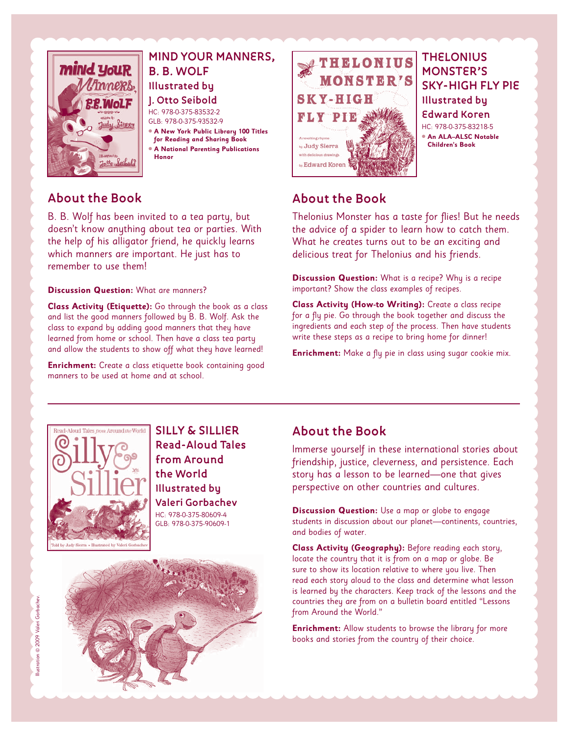## MIND YOUR MANNERS, B. B. WOLF

### Illustrated by J. Otto Seibold

HC: 978-0-375-83532-2
GLB: 978-0-375-93532-9

- **A New York Public Library 100 Titles for Reading and Sharing Book**
- **A National Parenting Publications Honor**

### About the Book

B. B. Wolf has been invited to a tea party, but doesn't know anything about tea or parties. With the help of his alligator friend, he quickly learns which manners are important. He just has to remember to use them!

**Discussion Question:** What are manners?

**Class Activity (Etiquette):** Go through the book as a class and list the good manners followed by B. B. Wolf. Ask the class to expand by adding good manners that they have learned from home or school. Then have a class tea party and allow the students to show off what they have learned!

**Enrichment:** Create a class etiquette book containing good manners to be used at home and at school.

## THELONIUS MONSTER'S SKY-HIGH FLY PIE

### Illustrated by Edward Koren

HC: 978-0-375-83218-5

- **An ALA–ALSC Notable Children's Book**

### About the Book

Thelonius Monster has a taste for flies! But he needs the advice of a spider to learn how to catch them. What he creates turns out to be an exciting and delicious treat for Thelonius and his friends.

**Discussion Question:** What is a recipe? Why is a recipe important? Show the class examples of recipes.

**Class Activity (How-to Writing):** Create a class recipe for a fly pie. Go through the book together and discuss the ingredients and each step of the process. Then have students write these steps as a recipe to bring home for dinner!

**Enrichment:** Make a fly pie in class using sugar cookie mix.

---

## SILLY & SILLIER Read-Aloud Tales from Around the World

### Illustrated by Valeri Gorbachev

HC: 978-0-375-80609-4
GLB: 978-0-375-90609-1

### About the Book

Immerse yourself in these international stories about friendship, justice, cleverness, and persistence. Each story has a lesson to be learned—one that gives perspective on other countries and cultures.

**Discussion Question:** Use a map or globe to engage students in discussion about our planet—continents, countries, and bodies of water.

**Class Activity (Geography):** Before reading each story, locate the country that it is from on a map or globe. Be sure to show its location relative to where you live. Then read each story aloud to the class and determine what lesson is learned by the characters. Keep track of the lessons and the countries they are from on a bulletin board entitled "Lessons from Around the World."

**Enrichment:** Allow students to browse the library for more books and stories from the country of their choice.

Illustration © 2009 Valeri Gorbachev.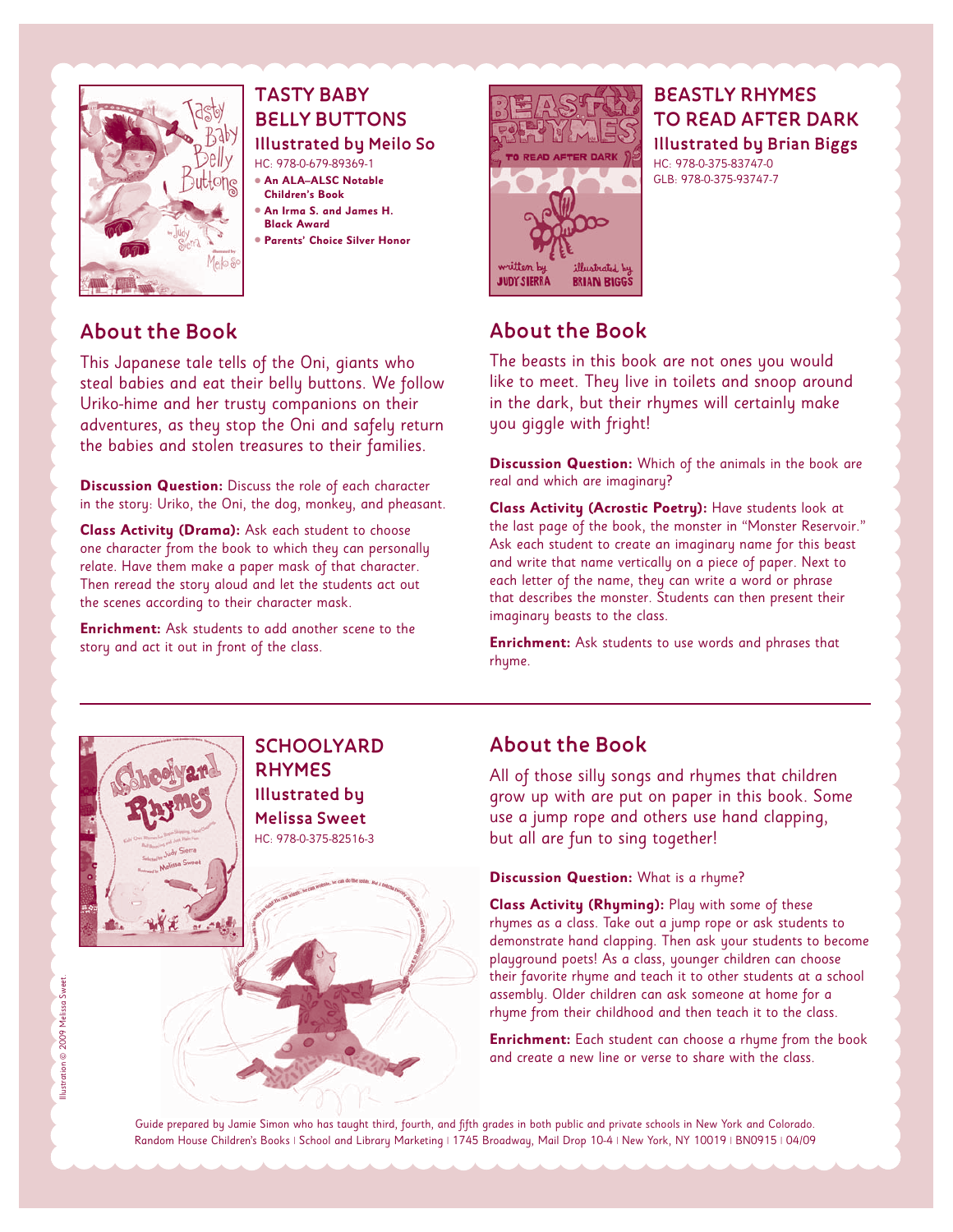## TASTY BABY BELLY BUTTONS

### Illustrated by Meilo So

HC: 978-0-679-89369-1

- **An ALA–ALSC Notable Children's Book**
- **An Irma S. and James H. Black Award**
- **Parents' Choice Silver Honor**

### About the Book

This Japanese tale tells of the Oni, giants who steal babies and eat their belly buttons. We follow Uriko-hime and her trusty companions on their adventures, as they stop the Oni and safely return the babies and stolen treasures to their families.

**Discussion Question:** Discuss the role of each character in the story: Uriko, the Oni, the dog, monkey, and pheasant.

**Class Activity (Drama):** Ask each student to choose one character from the book to which they can personally relate. Have them make a paper mask of that character. Then reread the story aloud and let the students act out the scenes according to their character mask.

**Enrichment:** Ask students to add another scene to the story and act it out in front of the class.

## BEASTLY RHYMES TO READ AFTER DARK

### Illustrated by Brian Biggs

HC: 978-0-375-83747-0
GLB: 978-0-375-93747-7

### About the Book

The beasts in this book are not ones you would like to meet. They live in toilets and snoop around in the dark, but their rhymes will certainly make you giggle with fright!

**Discussion Question:** Which of the animals in the book are real and which are imaginary?

**Class Activity (Acrostic Poetry):** Have students look at the last page of the book, the monster in "Monster Reservoir." Ask each student to create an imaginary name for this beast and write that name vertically on a piece of paper. Next to each letter of the name, they can write a word or phrase that describes the monster. Students can then present their imaginary beasts to the class.

**Enrichment:** Ask students to use words and phrases that rhyme.

## SCHOOLYARD RHYMES

### Illustrated by Melissa Sweet

HC: 978-0-375-82516-3

### About the Book

All of those silly songs and rhymes that children grow up with are put on paper in this book. Some use a jump rope and others use hand clapping, but all are fun to sing together!

**Discussion Question:** What is a rhyme?

**Class Activity (Rhyming):** Play with some of these rhymes as a class. Take out a jump rope or ask students to demonstrate hand clapping. Then ask your students to become playground poets! As a class, younger children can choose their favorite rhyme and teach it to other students at a school assembly. Older children can ask someone at home for a rhyme from their childhood and then teach it to the class.

**Enrichment:** Each student can choose a rhyme from the book and create a new line or verse to share with the class.

Illustration © 2009 Melissa Sweet.

Guide prepared by Jamie Simon who has taught third, fourth, and fifth grades in both public and private schools in New York and Colorado.
Random House Children's Books | School and Library Marketing | 1745 Broadway, Mail Drop 10-4 | New York, NY 10019 | BN0915 | 04/09